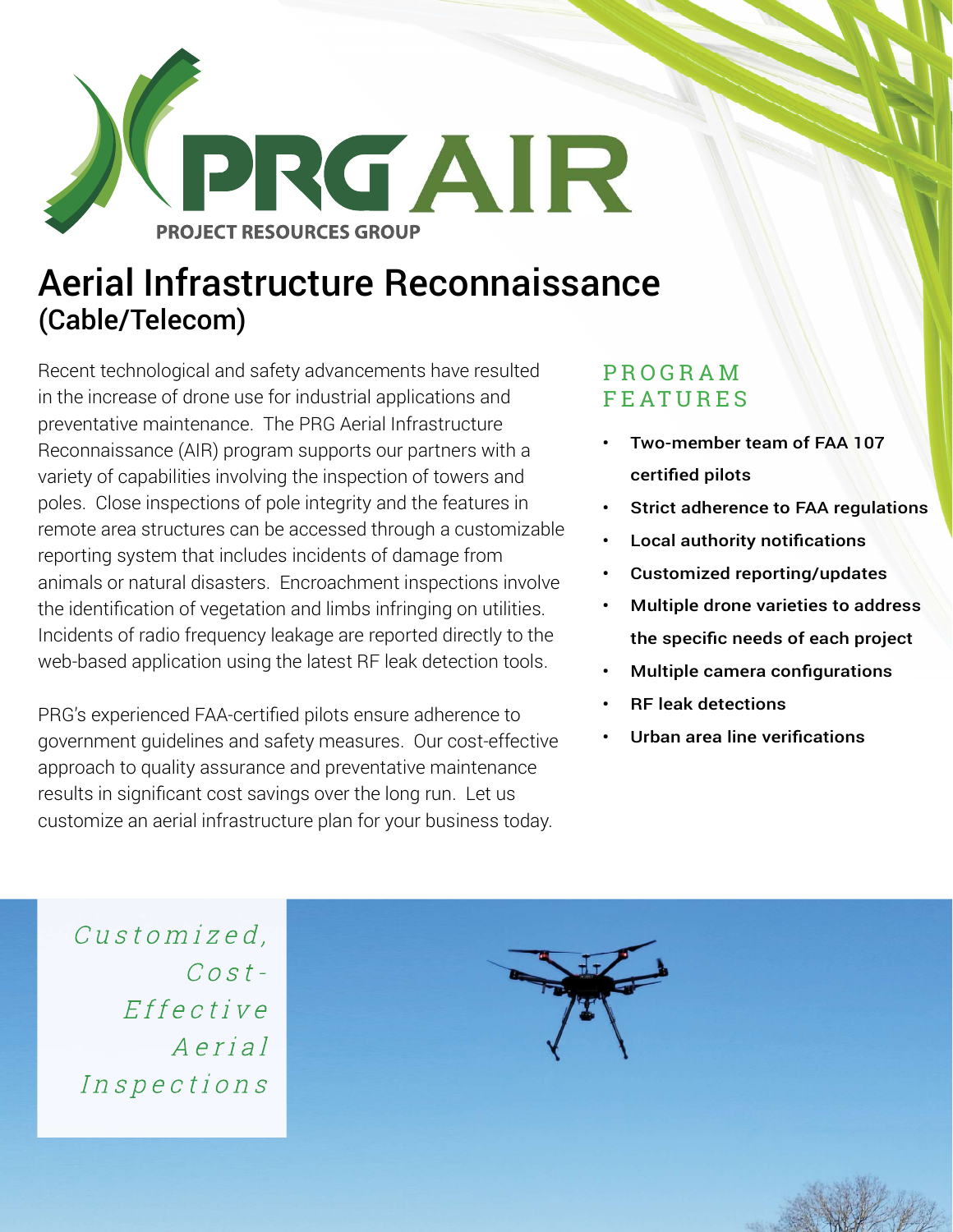# PRG AIR

PROJECT RESOURCES GROUP

# Aerial Infrastructure Reconnaissance

## (Cable/Telecom)

Recent technological and safety advancements have resulted in the increase of drone use for industrial applications and preventative maintenance. The PRG Aerial Infrastructure Reconnaissance (AIR) program supports our partners with a variety of capabilities involving the inspection of towers and poles. Close inspections of pole integrity and the features in remote area structures can be accessed through a customizable reporting system that includes incidents of damage from animals or natural disasters. Encroachment inspections involve the identification of vegetation and limbs infringing on utilities. Incidents of radio frequency leakage are reported directly to the web-based application using the latest RF leak detection tools.

PRG's experienced FAA-certified pilots ensure adherence to government guidelines and safety measures. Our cost-effective approach to quality assurance and preventative maintenance results in significant cost savings over the long run. Let us customize an aerial infrastructure plan for your business today.

### PROGRAM FEATURES

- **Two-member team of FAA 107 certified pilots**
- **Strict adherence to FAA regulations**
- **Local authority notifications**
- **Customized reporting/updates**
- **Multiple drone varieties to address the specific needs of each project**
- **Multiple camera configurations**
- **RF leak detections**
- **Urban area line verifications**

*Customized, Cost-Effective Aerial Inspections*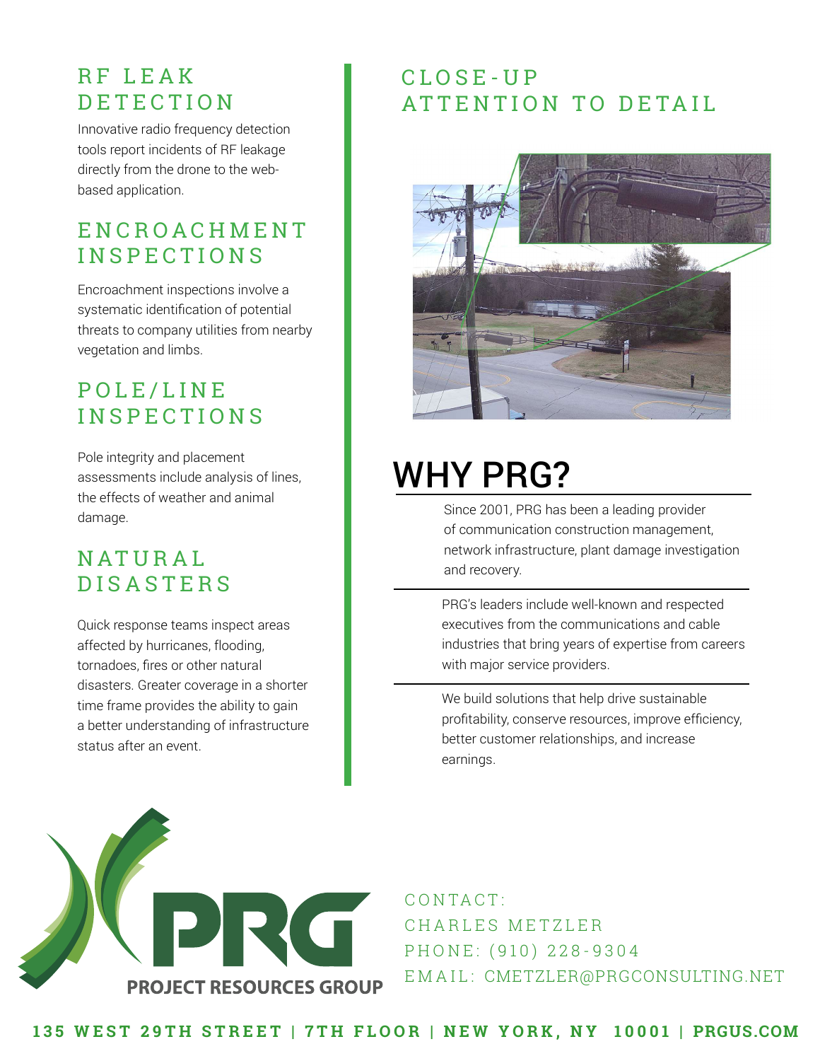## RF LEAK DETECTION

Innovative radio frequency detection tools report incidents of RF leakage directly from the drone to the web-based application.

## ENCROACHMENT INSPECTIONS

Encroachment inspections involve a systematic identification of potential threats to company utilities from nearby vegetation and limbs.

## POLE/LINE INSPECTIONS

Pole integrity and placement assessments include analysis of lines, the effects of weather and animal damage.

## NATURAL DISASTERS

Quick response teams inspect areas affected by hurricanes, flooding, tornadoes, fires or other natural disasters. Greater coverage in a shorter time frame provides the ability to gain a better understanding of infrastructure status after an event.

## CLOSE-UP ATTENTION TO DETAIL

# WHY PRG?

Since 2001, PRG has been a leading provider of communication construction management, network infrastructure, plant damage investigation and recovery.

PRG's leaders include well-known and respected executives from the communications and cable industries that bring years of expertise from careers with major service providers.

We build solutions that help drive sustainable profitability, conserve resources, improve efficiency, better customer relationships, and increase earnings.

PRG
PROJECT RESOURCES GROUP

CONTACT:
CHARLES METZLER
PHONE: (910) 228-9304
EMAIL: CMETZLER@PRGCONSULTING.NET

**135 WEST 29TH STREET | 7TH FLOOR | NEW YORK, NY 10001 | PRGUS.COM**